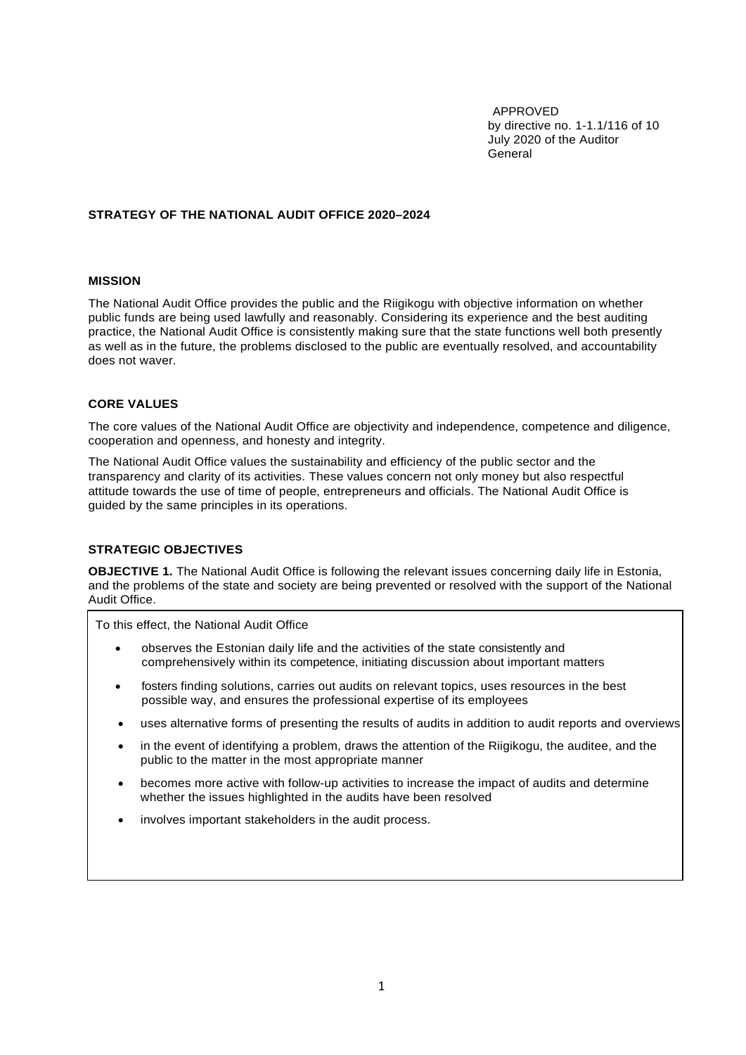APPROVED
by directive no. 1-1.1/116 of 10 July 2020 of the Auditor General

# STRATEGY OF THE NATIONAL AUDIT OFFICE 2020–2024

## MISSION

The National Audit Office provides the public and the Riigikogu with objective information on whether public funds are being used lawfully and reasonably. Considering its experience and the best auditing practice, the National Audit Office is consistently making sure that the state functions well both presently as well as in the future, the problems disclosed to the public are eventually resolved, and accountability does not waver.

## CORE VALUES

The core values of the National Audit Office are objectivity and independence, competence and diligence, cooperation and openness, and honesty and integrity.

The National Audit Office values the sustainability and efficiency of the public sector and the transparency and clarity of its activities. These values concern not only money but also respectful attitude towards the use of time of people, entrepreneurs and officials. The National Audit Office is guided by the same principles in its operations.

## STRATEGIC OBJECTIVES

**OBJECTIVE 1.** The National Audit Office is following the relevant issues concerning daily life in Estonia, and the problems of the state and society are being prevented or resolved with the support of the National Audit Office.

To this effect, the National Audit Office

- observes the Estonian daily life and the activities of the state consistently and comprehensively within its competence, initiating discussion about important matters
- fosters finding solutions, carries out audits on relevant topics, uses resources in the best possible way, and ensures the professional expertise of its employees
- uses alternative forms of presenting the results of audits in addition to audit reports and overviews
- in the event of identifying a problem, draws the attention of the Riigikogu, the auditee, and the public to the matter in the most appropriate manner
- becomes more active with follow-up activities to increase the impact of audits and determine whether the issues highlighted in the audits have been resolved
- involves important stakeholders in the audit process.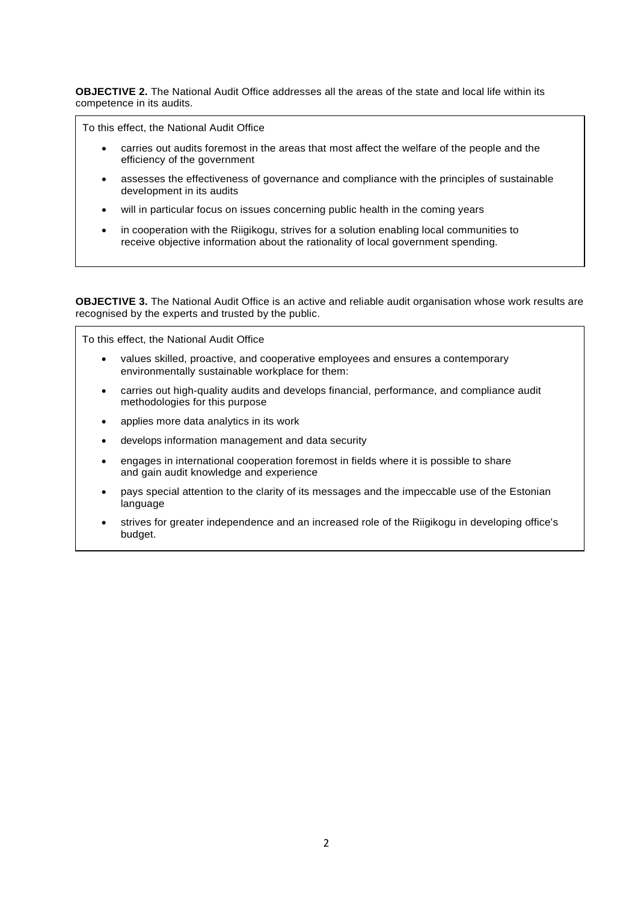**OBJECTIVE 2.** The National Audit Office addresses all the areas of the state and local life within its competence in its audits.

To this effect, the National Audit Office

- carries out audits foremost in the areas that most affect the welfare of the people and the efficiency of the government
- assesses the effectiveness of governance and compliance with the principles of sustainable development in its audits
- will in particular focus on issues concerning public health in the coming years
- in cooperation with the Riigikogu, strives for a solution enabling local communities to receive objective information about the rationality of local government spending.

**OBJECTIVE 3.** The National Audit Office is an active and reliable audit organisation whose work results are recognised by the experts and trusted by the public.

To this effect, the National Audit Office

- values skilled, proactive, and cooperative employees and ensures a contemporary environmentally sustainable workplace for them:
- carries out high-quality audits and develops financial, performance, and compliance audit methodologies for this purpose
- applies more data analytics in its work
- develops information management and data security
- engages in international cooperation foremost in fields where it is possible to share and gain audit knowledge and experience
- pays special attention to the clarity of its messages and the impeccable use of the Estonian language
- strives for greater independence and an increased role of the Riigikogu in developing office's budget.